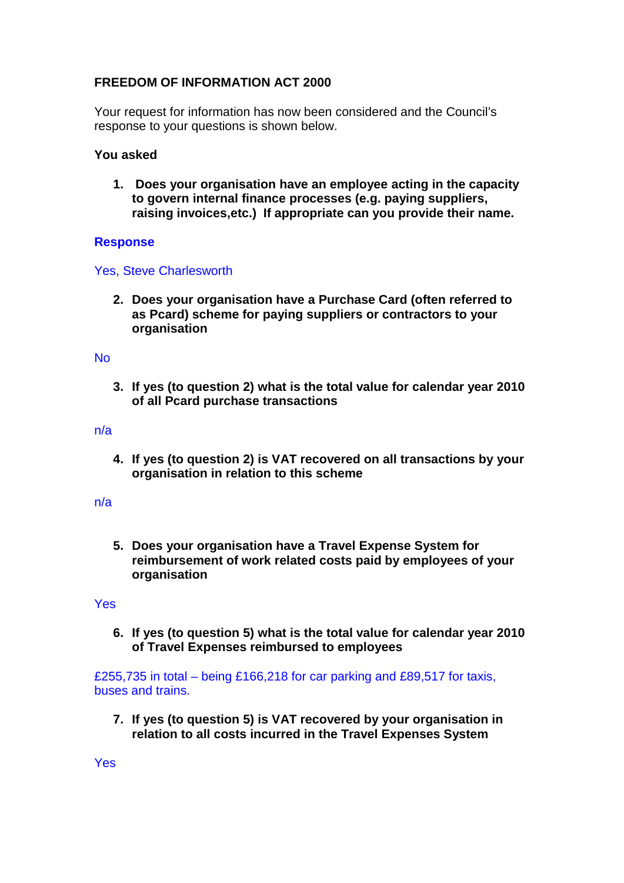**FREEDOM OF INFORMATION ACT 2000**

Your request for information has now been considered and the Council's response to your questions is shown below.

**You asked**

1. **Does your organisation have an employee acting in the capacity to govern internal finance processes (e.g. paying suppliers, raising invoices,etc.) If appropriate can you provide their name.**

**Response**

Yes, Steve Charlesworth

2. **Does your organisation have a Purchase Card (often referred to as Pcard) scheme for paying suppliers or contractors to your organisation**

No

3. **If yes (to question 2) what is the total value for calendar year 2010 of all Pcard purchase transactions**

n/a

4. **If yes (to question 2) is VAT recovered on all transactions by your organisation in relation to this scheme**

n/a

5. **Does your organisation have a Travel Expense System for reimbursement of work related costs paid by employees of your organisation**

Yes

6. **If yes (to question 5) what is the total value for calendar year 2010 of Travel Expenses reimbursed to employees**

£255,735 in total – being £166,218 for car parking and £89,517 for taxis, buses and trains.

7. **If yes (to question 5) is VAT recovered by your organisation in relation to all costs incurred in the Travel Expenses System**

Yes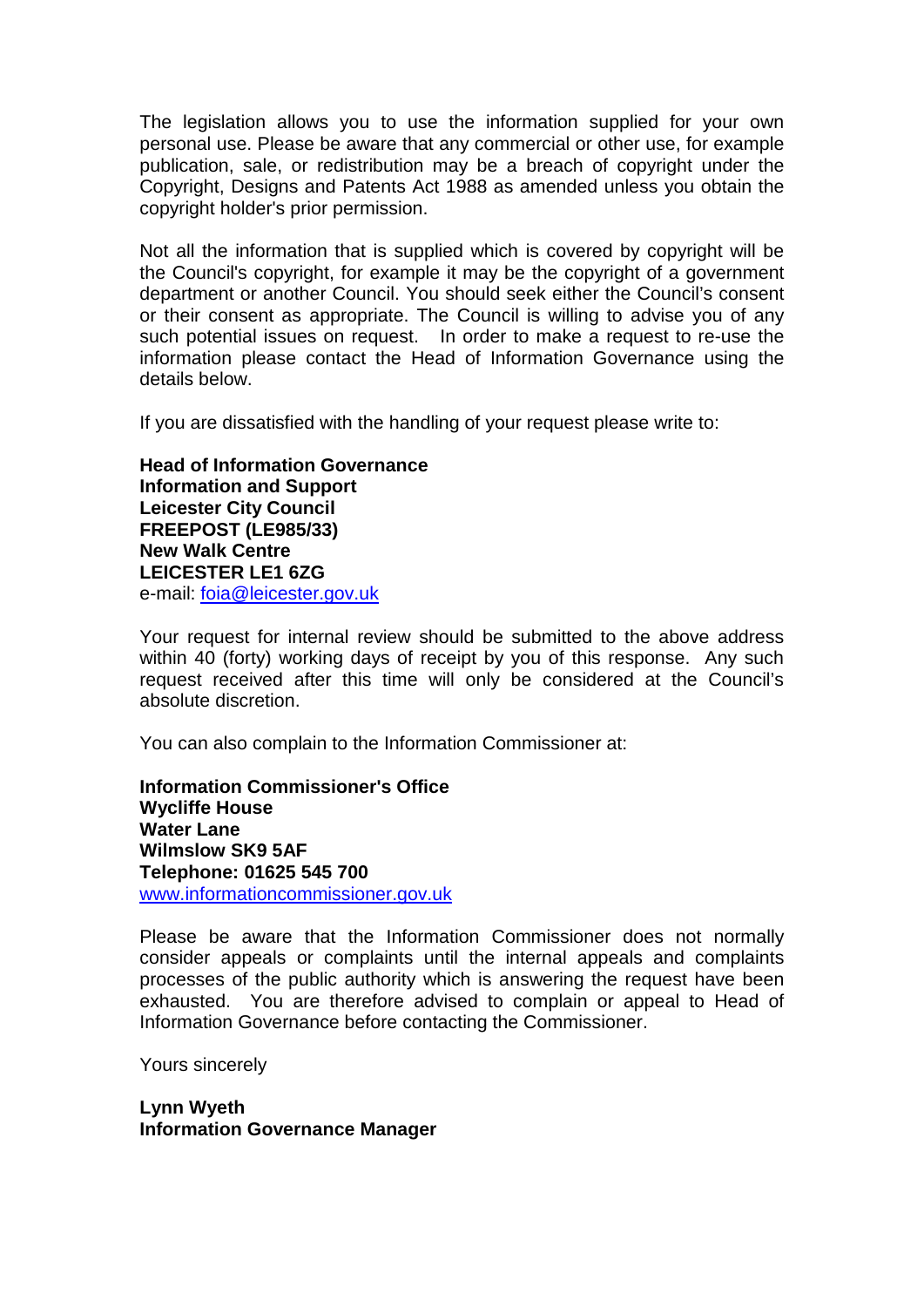The legislation allows you to use the information supplied for your own personal use. Please be aware that any commercial or other use, for example publication, sale, or redistribution may be a breach of copyright under the Copyright, Designs and Patents Act 1988 as amended unless you obtain the copyright holder's prior permission.

Not all the information that is supplied which is covered by copyright will be the Council's copyright, for example it may be the copyright of a government department or another Council. You should seek either the Council's consent or their consent as appropriate. The Council is willing to advise you of any such potential issues on request. In order to make a request to re-use the information please contact the Head of Information Governance using the details below.

If you are dissatisfied with the handling of your request please write to:

**Head of Information Governance**
**Information and Support**
**Leicester City Council**
**FREEPOST (LE985/33)**
**New Walk Centre**
**LEICESTER LE1 6ZG**
e-mail: foia@leicester.gov.uk

Your request for internal review should be submitted to the above address within 40 (forty) working days of receipt by you of this response. Any such request received after this time will only be considered at the Council's absolute discretion.

You can also complain to the Information Commissioner at:

**Information Commissioner's Office**
**Wycliffe House**
**Water Lane**
**Wilmslow SK9 5AF**
**Telephone: 01625 545 700**
www.informationcommissioner.gov.uk

Please be aware that the Information Commissioner does not normally consider appeals or complaints until the internal appeals and complaints processes of the public authority which is answering the request have been exhausted. You are therefore advised to complain or appeal to Head of Information Governance before contacting the Commissioner.

Yours sincerely

**Lynn Wyeth**
**Information Governance Manager**